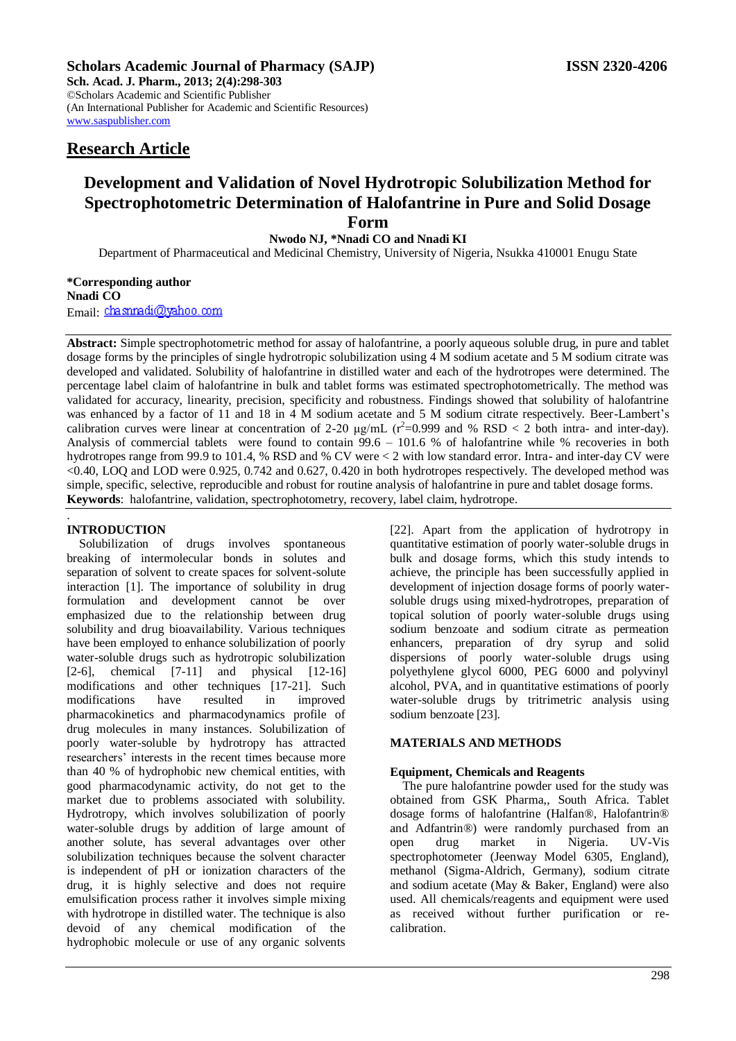**Scholars Academic Journal of Pharmacy (SAJP)** **ISSN 2320-4206**

**Sch. Acad. J. Pharm., 2013; 2(4):298-303**
©Scholars Academic and Scientific Publisher
(An International Publisher for Academic and Scientific Resources)
www.saspublisher.com

## Research Article

# Development and Validation of Novel Hydrotropic Solubilization Method for Spectrophotometric Determination of Halofantrine in Pure and Solid Dosage Form

**Nwodo NJ, \*Nnadi CO and Nnadi KI**

Department of Pharmaceutical and Medicinal Chemistry, University of Nigeria, Nsukka 410001 Enugu State

**\*Corresponding author**
**Nnadi CO**
Email: chasnnadi@yahoo.com

**Abstract:** Simple spectrophotometric method for assay of halofantrine, a poorly aqueous soluble drug, in pure and tablet dosage forms by the principles of single hydrotropic solubilization using 4 M sodium acetate and 5 M sodium citrate was developed and validated. Solubility of halofantrine in distilled water and each of the hydrotropes were determined. The percentage label claim of halofantrine in bulk and tablet forms was estimated spectrophotometrically. The method was validated for accuracy, linearity, precision, specificity and robustness. Findings showed that solubility of halofantrine was enhanced by a factor of 11 and 18 in 4 M sodium acetate and 5 M sodium citrate respectively. Beer-Lambert's calibration curves were linear at concentration of 2-20 μg/mL ($r^2$=0.999 and % RSD < 2 both intra- and inter-day). Analysis of commercial tablets were found to contain 99.6 – 101.6 % of halofantrine while % recoveries in both hydrotropes range from 99.9 to 101.4, % RSD and % CV were < 2 with low standard error. Intra- and inter-day CV were <0.40, LOQ and LOD were 0.925, 0.742 and 0.627, 0.420 in both hydrotropes respectively. The developed method was simple, specific, selective, reproducible and robust for routine analysis of halofantrine in pure and tablet dosage forms.
**Keywords**: halofantrine, validation, spectrophotometry, recovery, label claim, hydrotrope.

## INTRODUCTION

Solubilization of drugs involves spontaneous breaking of intermolecular bonds in solutes and separation of solvent to create spaces for solvent-solute interaction [1]. The importance of solubility in drug formulation and development cannot be over emphasized due to the relationship between drug solubility and drug bioavailability. Various techniques have been employed to enhance solubilization of poorly water-soluble drugs such as hydrotropic solubilization [2-6], chemical [7-11] and physical [12-16] modifications and other techniques [17-21]. Such modifications have resulted in improved pharmacokinetics and pharmacodynamics profile of drug molecules in many instances. Solubilization of poorly water-soluble by hydrotropy has attracted researchers' interests in the recent times because more than 40 % of hydrophobic new chemical entities, with good pharmacodynamic activity, do not get to the market due to problems associated with solubility. Hydrotropy, which involves solubilization of poorly water-soluble drugs by addition of large amount of another solute, has several advantages over other solubilization techniques because the solvent character is independent of pH or ionization characters of the drug, it is highly selective and does not require emulsification process rather it involves simple mixing with hydrotrope in distilled water. The technique is also devoid of any chemical modification of the hydrophobic molecule or use of any organic solvents [22]. Apart from the application of hydrotropy in quantitative estimation of poorly water-soluble drugs in bulk and dosage forms, which this study intends to achieve, the principle has been successfully applied in development of injection dosage forms of poorly water-soluble drugs using mixed-hydrotropes, preparation of topical solution of poorly water-soluble drugs using sodium benzoate and sodium citrate as permeation enhancers, preparation of dry syrup and solid dispersions of poorly water-soluble drugs using polyethylene glycol 6000, PEG 6000 and polyvinyl alcohol, PVA, and in quantitative estimations of poorly water-soluble drugs by tritrimetric analysis using sodium benzoate [23].

## MATERIALS AND METHODS

### Equipment, Chemicals and Reagents

The pure halofantrine powder used for the study was obtained from GSK Pharma,, South Africa. Tablet dosage forms of halofantrine (Halfan®, Halofantrin® and Adfantrin®) were randomly purchased from an open drug market in Nigeria. UV-Vis spectrophotometer (Jeenway Model 6305, England), methanol (Sigma-Aldrich, Germany), sodium citrate and sodium acetate (May & Baker, England) were also used. All chemicals/reagents and equipment were used as received without further purification or re-calibration.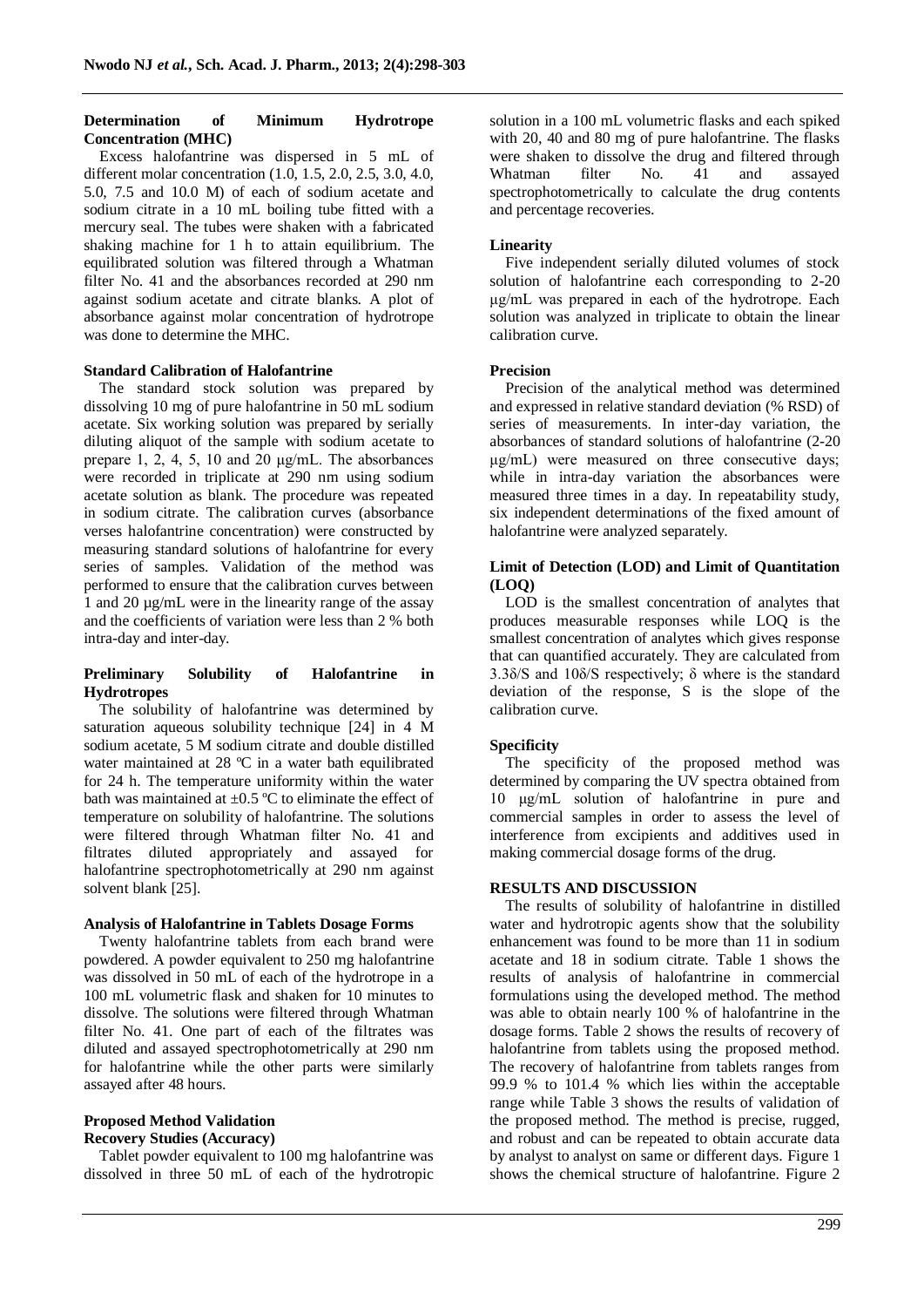### Determination of Minimum Hydrotrope Concentration (MHC)

Excess halofantrine was dispersed in 5 mL of different molar concentration (1.0, 1.5, 2.0, 2.5, 3.0, 4.0, 5.0, 7.5 and 10.0 M) of each of sodium acetate and sodium citrate in a 10 mL boiling tube fitted with a mercury seal. The tubes were shaken with a fabricated shaking machine for 1 h to attain equilibrium. The equilibrated solution was filtered through a Whatman filter No. 41 and the absorbances recorded at 290 nm against sodium acetate and citrate blanks. A plot of absorbance against molar concentration of hydrotrope was done to determine the MHC.

### Standard Calibration of Halofantrine

The standard stock solution was prepared by dissolving 10 mg of pure halofantrine in 50 mL sodium acetate. Six working solution was prepared by serially diluting aliquot of the sample with sodium acetate to prepare 1, 2, 4, 5, 10 and 20 μg/mL. The absorbances were recorded in triplicate at 290 nm using sodium acetate solution as blank. The procedure was repeated in sodium citrate. The calibration curves (absorbance verses halofantrine concentration) were constructed by measuring standard solutions of halofantrine for every series of samples. Validation of the method was performed to ensure that the calibration curves between 1 and 20 μg/mL were in the linearity range of the assay and the coefficients of variation were less than 2 % both intra-day and inter-day.

### Preliminary Solubility of Halofantrine in Hydrotropes

The solubility of halofantrine was determined by saturation aqueous solubility technique [24] in 4 M sodium acetate, 5 M sodium citrate and double distilled water maintained at 28 ºC in a water bath equilibrated for 24 h. The temperature uniformity within the water bath was maintained at ±0.5 ºC to eliminate the effect of temperature on solubility of halofantrine. The solutions were filtered through Whatman filter No. 41 and filtrates diluted appropriately and assayed for halofantrine spectrophotometrically at 290 nm against solvent blank [25].

### Analysis of Halofantrine in Tablets Dosage Forms

Twenty halofantrine tablets from each brand were powdered. A powder equivalent to 250 mg halofantrine was dissolved in 50 mL of each of the hydrotrope in a 100 mL volumetric flask and shaken for 10 minutes to dissolve. The solutions were filtered through Whatman filter No. 41. One part of each of the filtrates was diluted and assayed spectrophotometrically at 290 nm for halofantrine while the other parts were similarly assayed after 48 hours.

### Proposed Method Validation

#### Recovery Studies (Accuracy)

Tablet powder equivalent to 100 mg halofantrine was dissolved in three 50 mL of each of the hydrotropic solution in a 100 mL volumetric flasks and each spiked with 20, 40 and 80 mg of pure halofantrine. The flasks were shaken to dissolve the drug and filtered through Whatman filter No. 41 and assayed spectrophotometrically to calculate the drug contents and percentage recoveries.

#### Linearity

Five independent serially diluted volumes of stock solution of halofantrine each corresponding to 2-20 μg/mL was prepared in each of the hydrotrope. Each solution was analyzed in triplicate to obtain the linear calibration curve.

#### Precision

Precision of the analytical method was determined and expressed in relative standard deviation (% RSD) of series of measurements. In inter-day variation, the absorbances of standard solutions of halofantrine (2-20 μg/mL) were measured on three consecutive days; while in intra-day variation the absorbances were measured three times in a day. In repeatability study, six independent determinations of the fixed amount of halofantrine were analyzed separately.

#### Limit of Detection (LOD) and Limit of Quantitation (LOQ)

LOD is the smallest concentration of analytes that produces measurable responses while LOQ is the smallest concentration of analytes which gives response that can quantified accurately. They are calculated from $3.3\delta/S$ and $10\delta/S$ respectively; $\delta$ where is the standard deviation of the response, S is the slope of the calibration curve.

#### Specificity

The specificity of the proposed method was determined by comparing the UV spectra obtained from 10 μg/mL solution of halofantrine in pure and commercial samples in order to assess the level of interference from excipients and additives used in making commercial dosage forms of the drug.

## RESULTS AND DISCUSSION

The results of solubility of halofantrine in distilled water and hydrotropic agents show that the solubility enhancement was found to be more than 11 in sodium acetate and 18 in sodium citrate. Table 1 shows the results of analysis of halofantrine in commercial formulations using the developed method. The method was able to obtain nearly 100 % of halofantrine in the dosage forms. Table 2 shows the results of recovery of halofantrine from tablets using the proposed method. The recovery of halofantrine from tablets ranges from 99.9 % to 101.4 % which lies within the acceptable range while Table 3 shows the results of validation of the proposed method. The method is precise, rugged, and robust and can be repeated to obtain accurate data by analyst to analyst on same or different days. Figure 1 shows the chemical structure of halofantrine. Figure 2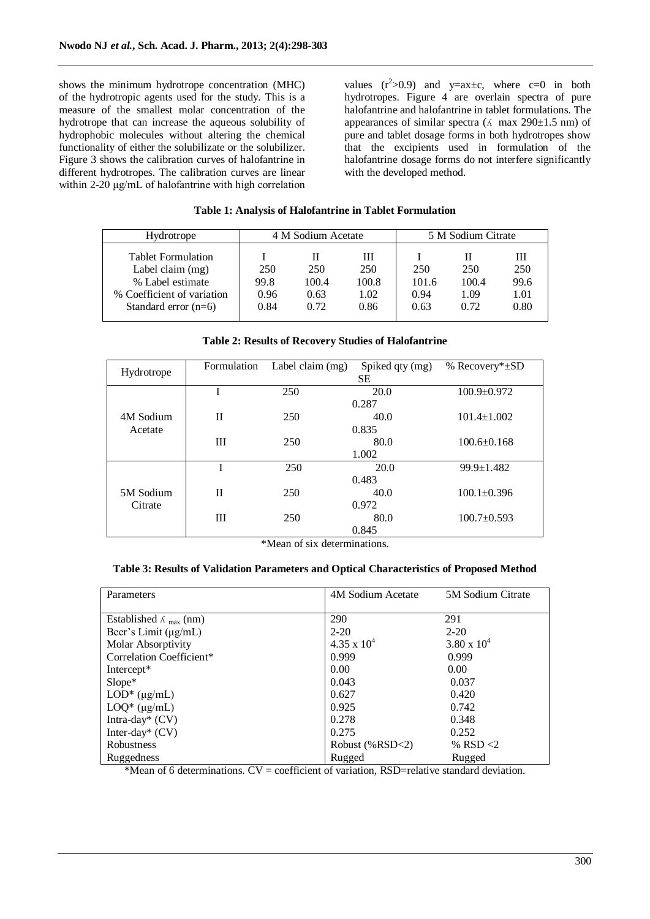shows the minimum hydrotrope concentration (MHC) of the hydrotropic agents used for the study. This is a measure of the smallest molar concentration of the hydrotrope that can increase the aqueous solubility of hydrophobic molecules without altering the chemical functionality of either the solubilizate or the solubilizer. Figure 3 shows the calibration curves of halofantrine in different hydrotropes. The calibration curves are linear within 2-20 μg/mL of halofantrine with high correlation values ($r^2$>0.9) and y=ax±c, where c=0 in both hydrotropes. Figure 4 are overlain spectra of pure halofantrine and halofantrine in tablet formulations. The appearances of similar spectra ($\lambda$ max 290±1.5 nm) of pure and tablet dosage forms in both hydrotropes show that the excipients used in formulation of the halofantrine dosage forms do not interfere significantly with the developed method.

**Table 1: Analysis of Halofantrine in Tablet Formulation**

| Hydrotrope | 4 M Sodium Acetate | | | 5 M Sodium Citrate | | |
|---|---|---|---|---|---|---|
| Tablet Formulation | I | II | III | I | II | III |
| Label claim (mg) | 250 | 250 | 250 | 250 | 250 | 250 |
| % Label estimate | 99.8 | 100.4 | 100.8 | 101.6 | 100.4 | 99.6 |
| % Coefficient of variation | 0.96 | 0.63 | 1.02 | 0.94 | 1.09 | 1.01 |
| Standard error (n=6) | 0.84 | 0.72 | 0.86 | 0.63 | 0.72 | 0.80 |

**Table 2: Results of Recovery Studies of Halofantrine**

| Hydrotrope | Formulation | Label claim (mg) | Spiked qty (mg) SE | % Recovery*±SD |
|---|---|---|---|---|
| 4M Sodium Acetate | I | 250 | 20.0 0.287 | 100.9±0.972 |
| | II | 250 | 40.0 0.835 | 101.4±1.002 |
| | III | 250 | 80.0 1.002 | 100.6±0.168 |
| 5M Sodium Citrate | I | 250 | 20.0 0.483 | 99.9±1.482 |
| | II | 250 | 40.0 0.972 | 100.1±0.396 |
| | III | 250 | 80.0 0.845 | 100.7±0.593 |

*Mean of six determinations.

**Table 3: Results of Validation Parameters and Optical Characteristics of Proposed Method**

| Parameters | 4M Sodium Acetate | 5M Sodium Citrate |
|---|---|---|
| Established $\lambda_{max}$ (nm) | 290 | 291 |
| Beer's Limit (μg/mL) | 2-20 | 2-20 |
| Molar Absorptivity | $4.35 \times 10^4$ | $3.80 \times 10^4$ |
| Correlation Coefficient* | 0.999 | 0.999 |
| Intercept* | 0.00 | 0.00 |
| Slope* | 0.043 | 0.037 |
| LOD* (μg/mL) | 0.627 | 0.420 |
| LOQ* (μg/mL) | 0.925 | 0.742 |
| Intra-day* (CV) | 0.278 | 0.348 |
| Inter-day* (CV) | 0.275 | 0.252 |
| Robustness | Robust (%RSD<2) | % RSD <2 |
| Ruggedness | Rugged | Rugged |

*Mean of 6 determinations. CV = coefficient of variation, RSD=relative standard deviation.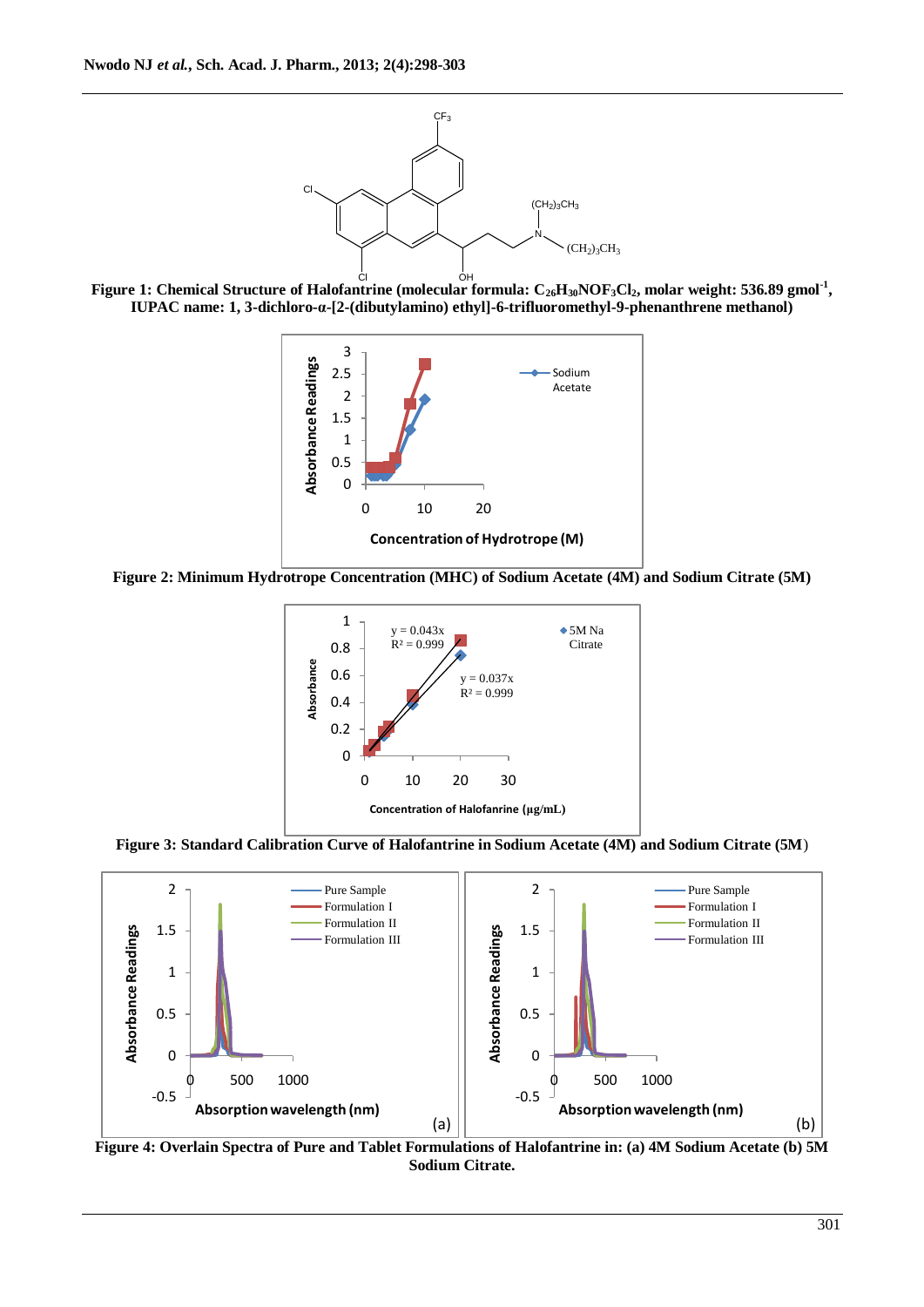**Figure 1: Chemical Structure of Halofantrine (molecular formula: $C_{26}H_{30}NOF_3Cl_2$, molar weight: 536.89 gmol$^{-1}$, IUPAC name: 1, 3-dichloro-α-[2-(dibutylamino) ethyl]-6-trifluoromethyl-9-phenanthrene methanol)**

**Figure 2: Minimum Hydrotrope Concentration (MHC) of Sodium Acetate (4M) and Sodium Citrate (5M)**

**Figure 3: Standard Calibration Curve of Halofantrine in Sodium Acetate (4M) and Sodium Citrate (5M)**

**Figure 4: Overlain Spectra of Pure and Tablet Formulations of Halofantrine in: (a) 4M Sodium Acetate (b) 5M Sodium Citrate.**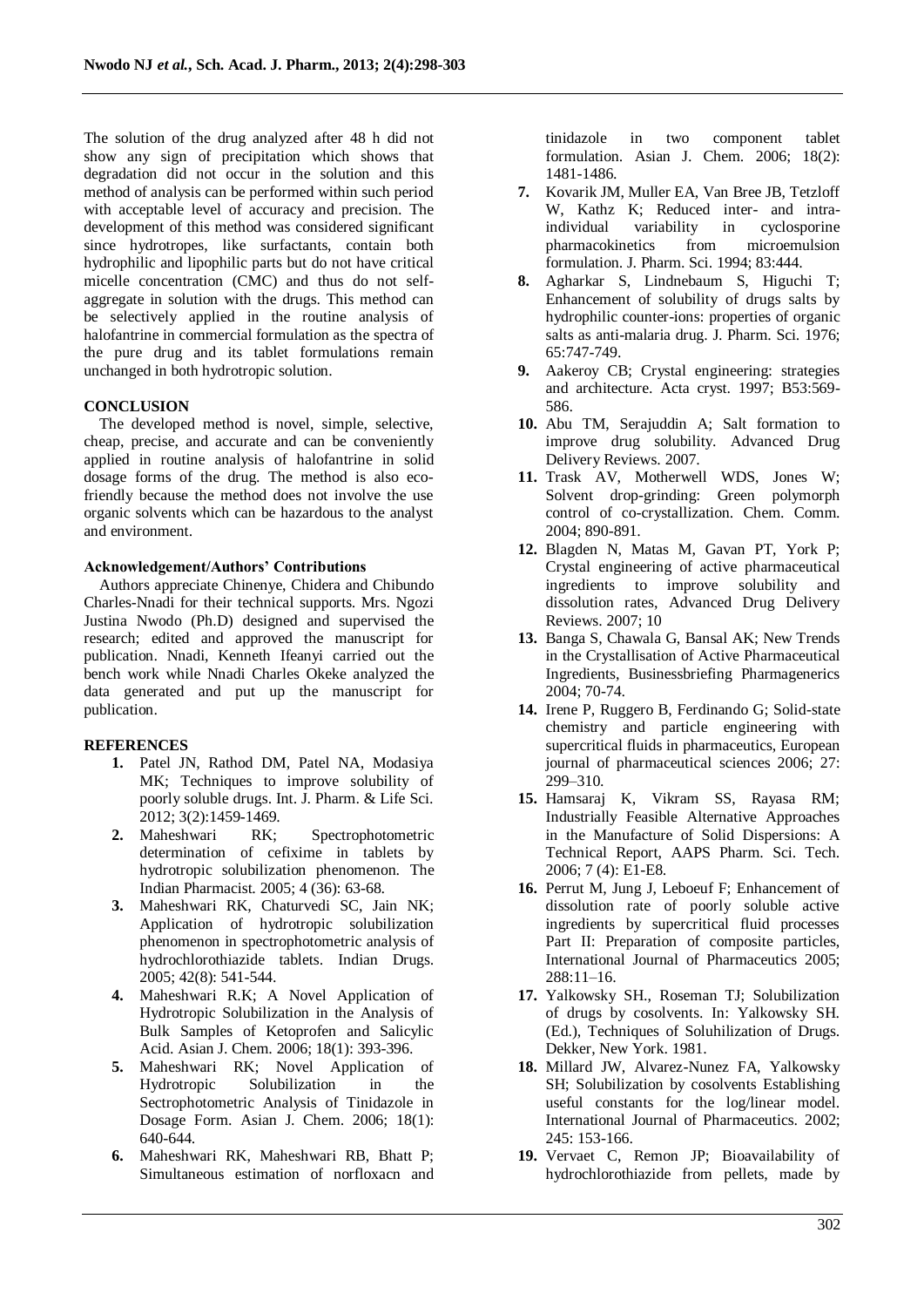The solution of the drug analyzed after 48 h did not show any sign of precipitation which shows that degradation did not occur in the solution and this method of analysis can be performed within such period with acceptable level of accuracy and precision. The development of this method was considered significant since hydrotropes, like surfactants, contain both hydrophilic and lipophilic parts but do not have critical micelle concentration (CMC) and thus do not self-aggregate in solution with the drugs. This method can be selectively applied in the routine analysis of halofantrine in commercial formulation as the spectra of the pure drug and its tablet formulations remain unchanged in both hydrotropic solution.

## CONCLUSION

The developed method is novel, simple, selective, cheap, precise, and accurate and can be conveniently applied in routine analysis of halofantrine in solid dosage forms of the drug. The method is also eco-friendly because the method does not involve the use organic solvents which can be hazardous to the analyst and environment.

### Acknowledgement/Authors' Contributions

Authors appreciate Chinenye, Chidera and Chibundo Charles-Nnadi for their technical supports. Mrs. Ngozi Justina Nwodo (Ph.D) designed and supervised the research; edited and approved the manuscript for publication. Nnadi, Kenneth Ifeanyi carried out the bench work while Nnadi Charles Okeke analyzed the data generated and put up the manuscript for publication.

## REFERENCES

1. Patel JN, Rathod DM, Patel NA, Modasiya MK; Techniques to improve solubility of poorly soluble drugs. Int. J. Pharm. & Life Sci. 2012; 3(2):1459-1469.
2. Maheshwari RK; Spectrophotometric determination of cefixime in tablets by hydrotropic solubilization phenomenon. The Indian Pharmacist. 2005; 4 (36): 63-68.
3. Maheshwari RK, Chaturvedi SC, Jain NK; Application of hydrotropic solubilization phenomenon in spectrophotometric analysis of hydrochlorothiazide tablets. Indian Drugs. 2005; 42(8): 541-544.
4. Maheshwari R.K; A Novel Application of Hydrotropic Solubilization in the Analysis of Bulk Samples of Ketoprofen and Salicylic Acid. Asian J. Chem. 2006; 18(1): 393-396.
5. Maheshwari RK; Novel Application of Hydrotropic Solubilization in the Sectrophotometric Analysis of Tinidazole in Dosage Form. Asian J. Chem. 2006; 18(1): 640-644.
6. Maheshwari RK, Maheshwari RB, Bhatt P; Simultaneous estimation of norfloxacn and tinidazole in two component tablet formulation. Asian J. Chem. 2006; 18(2): 1481-1486.
7. Kovarik JM, Muller EA, Van Bree JB, Tetzloff W, Kathz K; Reduced inter- and intra-individual variability in cyclosporine pharmacokinetics from microemulsion formulation. J. Pharm. Sci. 1994; 83:444.
8. Agharkar S, Lindnebaum S, Higuchi T; Enhancement of solubility of drugs salts by hydrophilic counter-ions: properties of organic salts as anti-malaria drug. J. Pharm. Sci. 1976; 65:747-749.
9. Aakeroy CB; Crystal engineering: strategies and architecture. Acta cryst. 1997; B53:569-586.
10. Abu TM, Serajuddin A; Salt formation to improve drug solubility. Advanced Drug Delivery Reviews. 2007.
11. Trask AV, Motherwell WDS, Jones W; Solvent drop-grinding: Green polymorph control of co-crystallization. Chem. Comm. 2004; 890-891.
12. Blagden N, Matas M, Gavan PT, York P; Crystal engineering of active pharmaceutical ingredients to improve solubility and dissolution rates, Advanced Drug Delivery Reviews. 2007; 10
13. Banga S, Chawala G, Bansal AK; New Trends in the Crystallisation of Active Pharmaceutical Ingredients, Businessbriefing Pharmagenerics 2004; 70-74.
14. Irene P, Ruggero B, Ferdinando G; Solid-state chemistry and particle engineering with supercritical fluids in pharmaceutics, European journal of pharmaceutical sciences 2006; 27: 299–310.
15. Hamsaraj K, Vikram SS, Rayasa RM; Industrially Feasible Alternative Approaches in the Manufacture of Solid Dispersions: A Technical Report, AAPS Pharm. Sci. Tech. 2006; 7 (4): E1-E8.
16. Perrut M, Jung J, Leboeuf F; Enhancement of dissolution rate of poorly soluble active ingredients by supercritical fluid processes Part II: Preparation of composite particles, International Journal of Pharmaceutics 2005; 288:11–16.
17. Yalkowsky SH., Roseman TJ; Solubilization of drugs by cosolvents. In: Yalkowsky SH. (Ed.), Techniques of Soluhilization of Drugs. Dekker, New York. 1981.
18. Millard JW, Alvarez-Nunez FA, Yalkowsky SH; Solubilization by cosolvents Establishing useful constants for the log/linear model. International Journal of Pharmaceutics. 2002; 245: 153-166.
19. Vervaet C, Remon JP; Bioavailability of hydrochlorothiazide from pellets, made by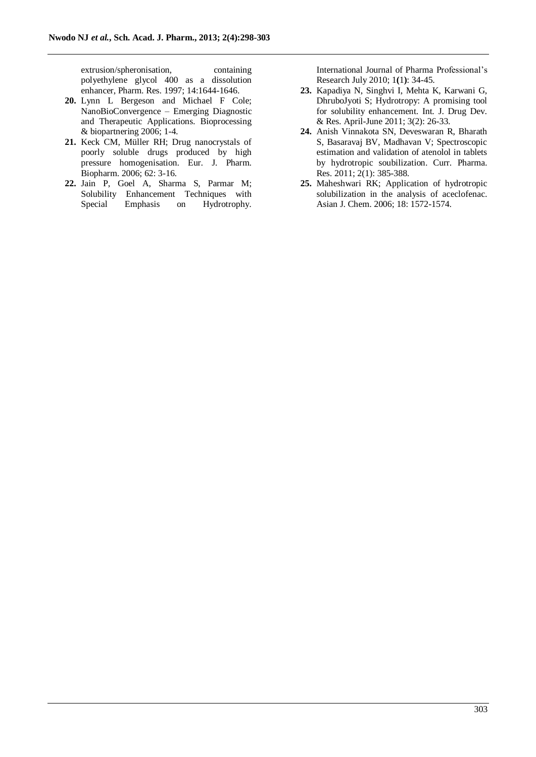extrusion/spheronisation, containing polyethylene glycol 400 as a dissolution enhancer, Pharm. Res. 1997; 14:1644-1646.

20. Lynn L Bergeson and Michael F Cole; NanoBioConvergence – Emerging Diagnostic and Therapeutic Applications. Bioprocessing & biopartnering 2006; 1-4.
21. Keck CM, Müller RH; Drug nanocrystals of poorly soluble drugs produced by high pressure homogenisation. Eur. J. Pharm. Biopharm. 2006; 62: 3-16.
22. Jain P, Goel A, Sharma S, Parmar M; Solubility Enhancement Techniques with Special Emphasis on Hydrotrophy. International Journal of Pharma Professional's Research July 2010; 1**(1)**: 34-45.
23. Kapadiya N, Singhvi I, Mehta K, Karwani G, DhruboJyoti S; Hydrotropy: A promising tool for solubility enhancement. Int. J. Drug Dev. & Res. April-June 2011; 3(2): 26-33.
24. Anish Vinnakota SN, Deveswaran R, Bharath S, Basaravaj BV, Madhavan V; Spectroscopic estimation and validation of atenolol in tablets by hydrotropic soubilization. Curr. Pharma. Res. 2011; 2(1): 385-388.
25. Maheshwari RK; Application of hydrotropic solubilization in the analysis of aceclofenac. Asian J. Chem. 2006; 18: 1572-1574.